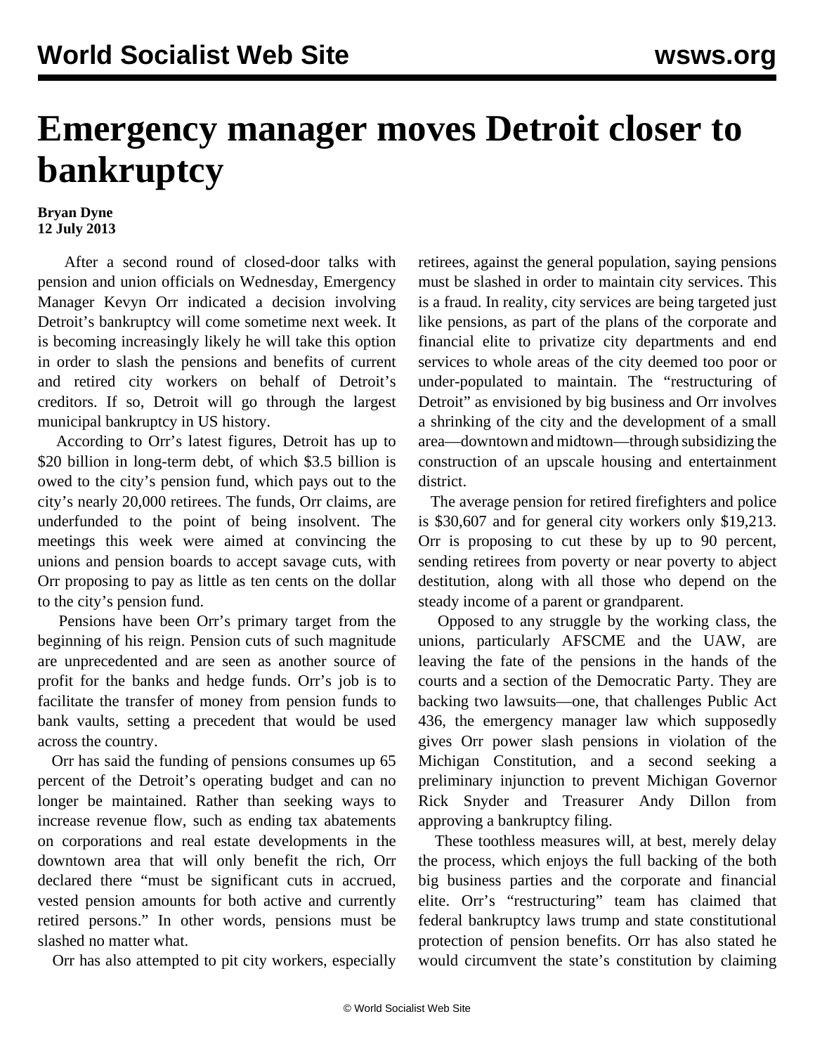# Emergency manager moves Detroit closer to bankruptcy

**Bryan Dyne**
**12 July 2013**

After a second round of closed-door talks with pension and union officials on Wednesday, Emergency Manager Kevyn Orr indicated a decision involving Detroit's bankruptcy will come sometime next week. It is becoming increasingly likely he will take this option in order to slash the pensions and benefits of current and retired city workers on behalf of Detroit's creditors. If so, Detroit will go through the largest municipal bankruptcy in US history.

According to Orr's latest figures, Detroit has up to $20 billion in long-term debt, of which $3.5 billion is owed to the city's pension fund, which pays out to the city's nearly 20,000 retirees. The funds, Orr claims, are underfunded to the point of being insolvent. The meetings this week were aimed at convincing the unions and pension boards to accept savage cuts, with Orr proposing to pay as little as ten cents on the dollar to the city's pension fund.

Pensions have been Orr's primary target from the beginning of his reign. Pension cuts of such magnitude are unprecedented and are seen as another source of profit for the banks and hedge funds. Orr's job is to facilitate the transfer of money from pension funds to bank vaults, setting a precedent that would be used across the country.

Orr has said the funding of pensions consumes up 65 percent of the Detroit's operating budget and can no longer be maintained. Rather than seeking ways to increase revenue flow, such as ending tax abatements on corporations and real estate developments in the downtown area that will only benefit the rich, Orr declared there "must be significant cuts in accrued, vested pension amounts for both active and currently retired persons." In other words, pensions must be slashed no matter what.

Orr has also attempted to pit city workers, especially retirees, against the general population, saying pensions must be slashed in order to maintain city services. This is a fraud. In reality, city services are being targeted just like pensions, as part of the plans of the corporate and financial elite to privatize city departments and end services to whole areas of the city deemed too poor or under-populated to maintain. The "restructuring of Detroit" as envisioned by big business and Orr involves a shrinking of the city and the development of a small area—downtown and midtown—through subsidizing the construction of an upscale housing and entertainment district.

The average pension for retired firefighters and police is $30,607 and for general city workers only $19,213. Orr is proposing to cut these by up to 90 percent, sending retirees from poverty or near poverty to abject destitution, along with all those who depend on the steady income of a parent or grandparent.

Opposed to any struggle by the working class, the unions, particularly AFSCME and the UAW, are leaving the fate of the pensions in the hands of the courts and a section of the Democratic Party. They are backing two lawsuits—one, that challenges Public Act 436, the emergency manager law which supposedly gives Orr power slash pensions in violation of the Michigan Constitution, and a second seeking a preliminary injunction to prevent Michigan Governor Rick Snyder and Treasurer Andy Dillon from approving a bankruptcy filing.

These toothless measures will, at best, merely delay the process, which enjoys the full backing of the both big business parties and the corporate and financial elite. Orr's "restructuring" team has claimed that federal bankruptcy laws trump and state constitutional protection of pension benefits. Orr has also stated he would circumvent the state's constitution by claiming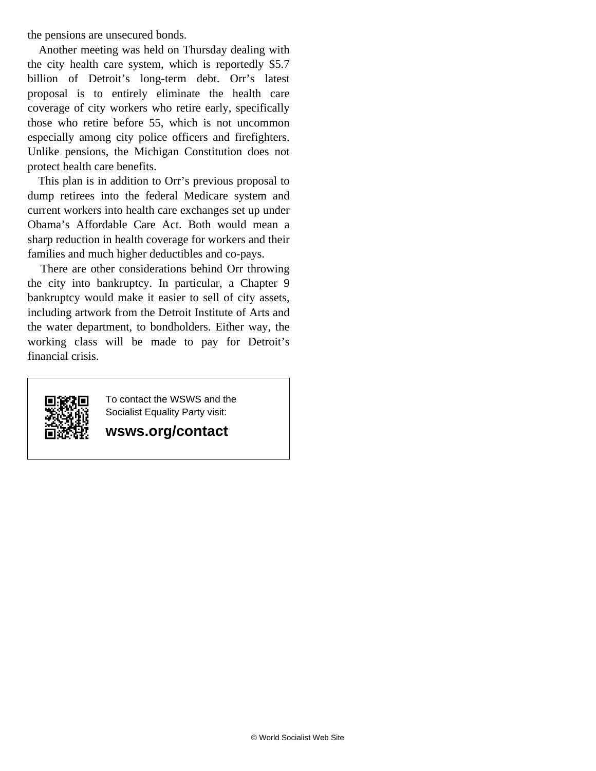the pensions are unsecured bonds.

Another meeting was held on Thursday dealing with the city health care system, which is reportedly $5.7 billion of Detroit's long-term debt. Orr's latest proposal is to entirely eliminate the health care coverage of city workers who retire early, specifically those who retire before 55, which is not uncommon especially among city police officers and firefighters. Unlike pensions, the Michigan Constitution does not protect health care benefits.

This plan is in addition to Orr's previous proposal to dump retirees into the federal Medicare system and current workers into health care exchanges set up under Obama's Affordable Care Act. Both would mean a sharp reduction in health coverage for workers and their families and much higher deductibles and co-pays.

There are other considerations behind Orr throwing the city into bankruptcy. In particular, a Chapter 9 bankruptcy would make it easier to sell of city assets, including artwork from the Detroit Institute of Arts and the water department, to bondholders. Either way, the working class will be made to pay for Detroit's financial crisis.

To contact the WSWS and the Socialist Equality Party visit:

**wsws.org/contact**